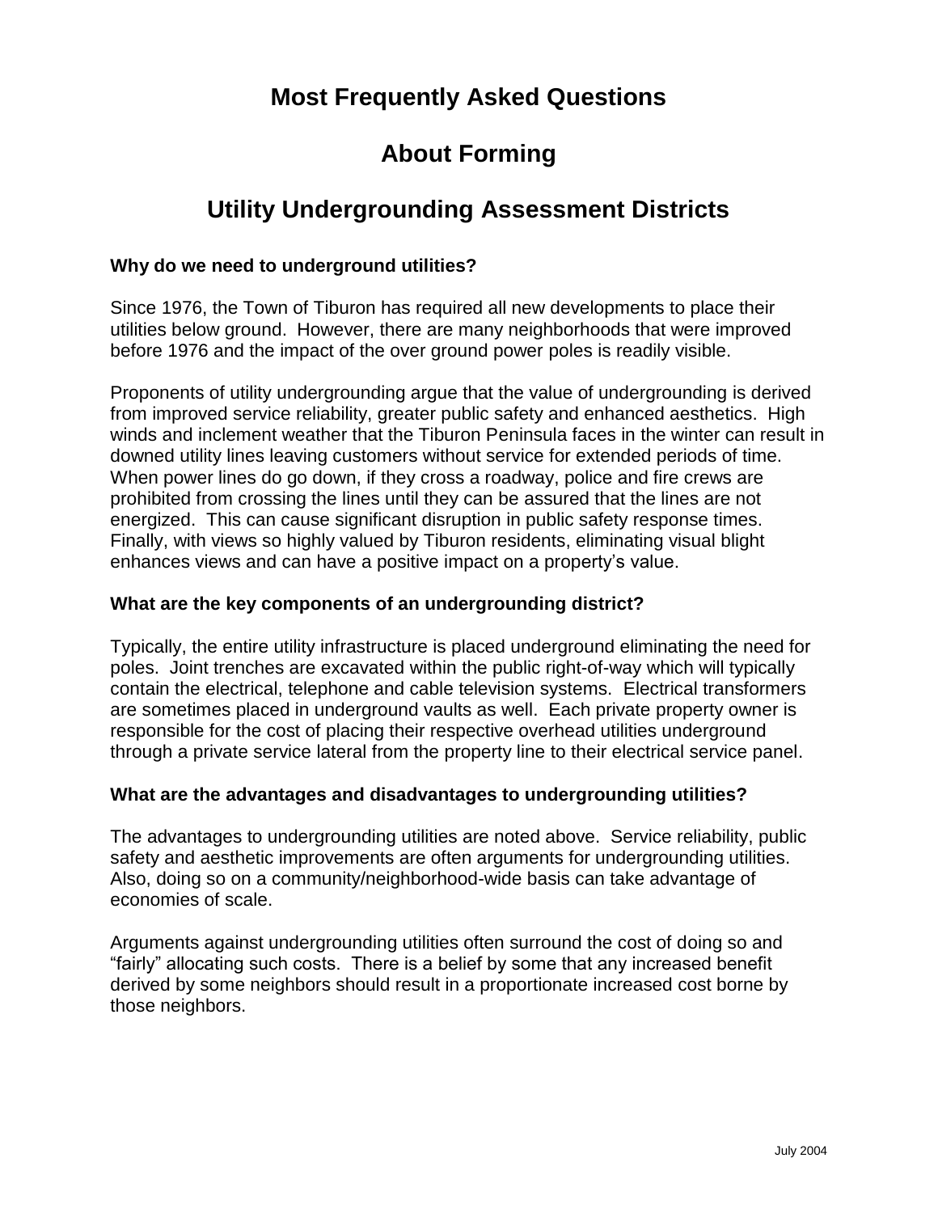# Most Frequently Asked Questions

# About Forming

# Utility Undergrounding Assessment Districts

**Why do we need to underground utilities?**

Since 1976, the Town of Tiburon has required all new developments to place their utilities below ground. However, there are many neighborhoods that were improved before 1976 and the impact of the over ground power poles is readily visible.

Proponents of utility undergrounding argue that the value of undergrounding is derived from improved service reliability, greater public safety and enhanced aesthetics. High winds and inclement weather that the Tiburon Peninsula faces in the winter can result in downed utility lines leaving customers without service for extended periods of time. When power lines do go down, if they cross a roadway, police and fire crews are prohibited from crossing the lines until they can be assured that the lines are not energized. This can cause significant disruption in public safety response times. Finally, with views so highly valued by Tiburon residents, eliminating visual blight enhances views and can have a positive impact on a property's value.

**What are the key components of an undergrounding district?**

Typically, the entire utility infrastructure is placed underground eliminating the need for poles. Joint trenches are excavated within the public right-of-way which will typically contain the electrical, telephone and cable television systems. Electrical transformers are sometimes placed in underground vaults as well. Each private property owner is responsible for the cost of placing their respective overhead utilities underground through a private service lateral from the property line to their electrical service panel.

**What are the advantages and disadvantages to undergrounding utilities?**

The advantages to undergrounding utilities are noted above. Service reliability, public safety and aesthetic improvements are often arguments for undergrounding utilities. Also, doing so on a community/neighborhood-wide basis can take advantage of economies of scale.

Arguments against undergrounding utilities often surround the cost of doing so and "fairly" allocating such costs. There is a belief by some that any increased benefit derived by some neighbors should result in a proportionate increased cost borne by those neighbors.

July 2004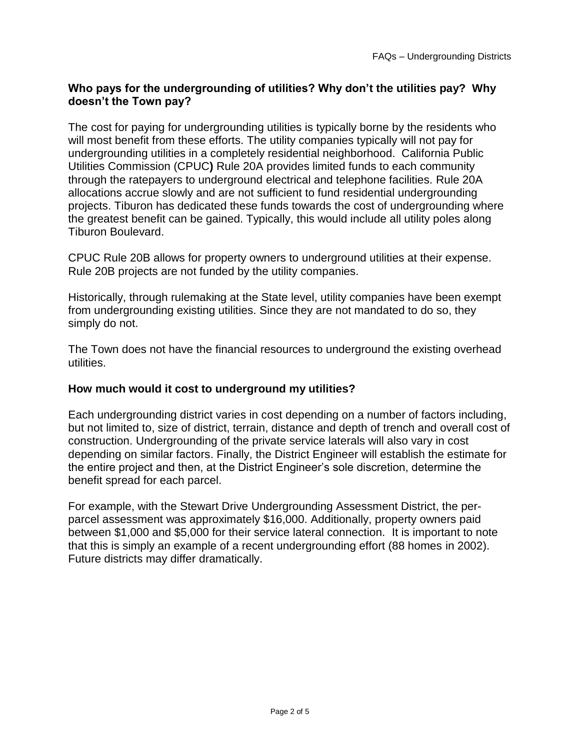**Who pays for the undergrounding of utilities? Why don't the utilities pay? Why doesn't the Town pay?**

The cost for paying for undergrounding utilities is typically borne by the residents who will most benefit from these efforts. The utility companies typically will not pay for undergrounding utilities in a completely residential neighborhood. California Public Utilities Commission (CPUC**)** Rule 20A provides limited funds to each community through the ratepayers to underground electrical and telephone facilities. Rule 20A allocations accrue slowly and are not sufficient to fund residential undergrounding projects. Tiburon has dedicated these funds towards the cost of undergrounding where the greatest benefit can be gained. Typically, this would include all utility poles along Tiburon Boulevard.

CPUC Rule 20B allows for property owners to underground utilities at their expense. Rule 20B projects are not funded by the utility companies.

Historically, through rulemaking at the State level, utility companies have been exempt from undergrounding existing utilities. Since they are not mandated to do so, they simply do not.

The Town does not have the financial resources to underground the existing overhead utilities.

**How much would it cost to underground my utilities?**

Each undergrounding district varies in cost depending on a number of factors including, but not limited to, size of district, terrain, distance and depth of trench and overall cost of construction. Undergrounding of the private service laterals will also vary in cost depending on similar factors. Finally, the District Engineer will establish the estimate for the entire project and then, at the District Engineer's sole discretion, determine the benefit spread for each parcel.

For example, with the Stewart Drive Undergrounding Assessment District, the per-parcel assessment was approximately $16,000. Additionally, property owners paid between $1,000 and $5,000 for their service lateral connection. It is important to note that this is simply an example of a recent undergrounding effort (88 homes in 2002). Future districts may differ dramatically.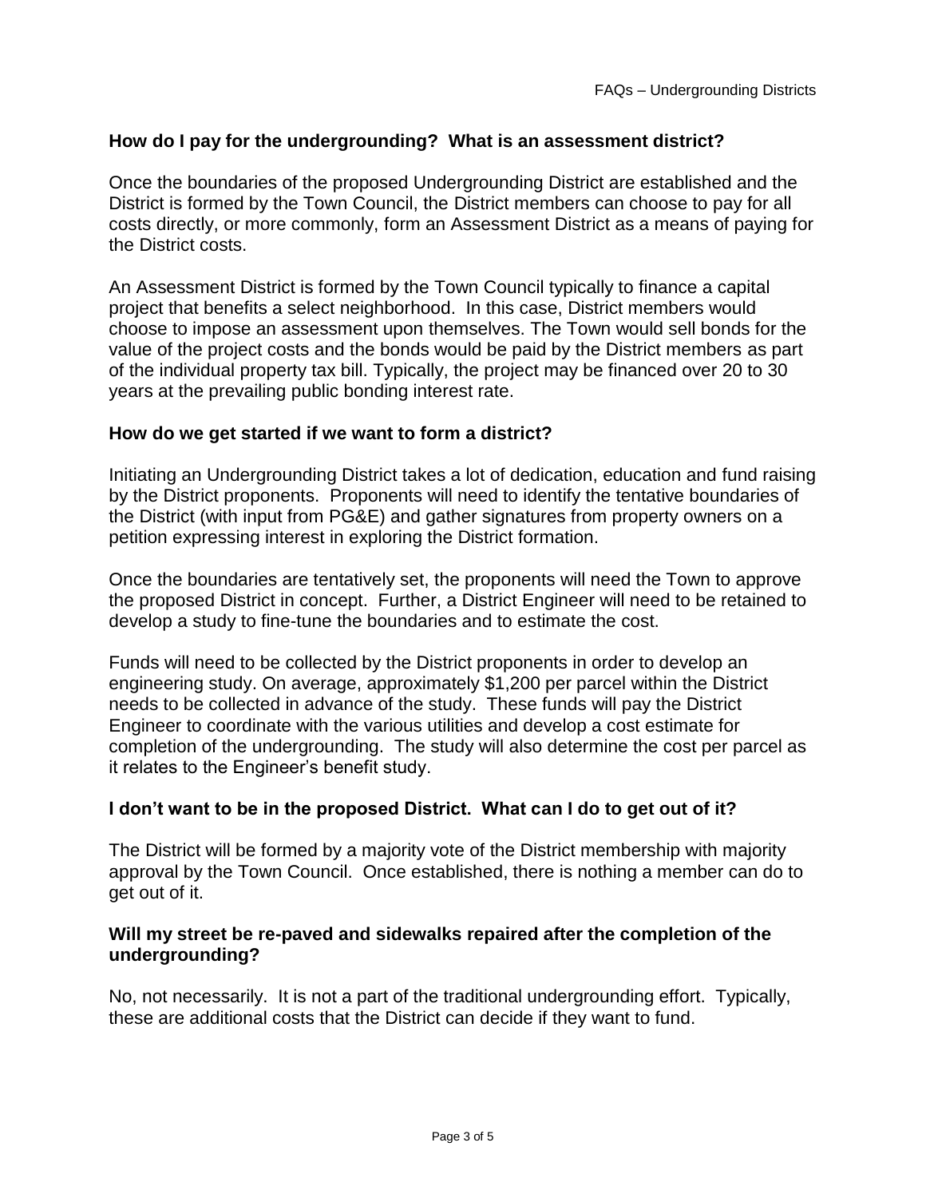**How do I pay for the undergrounding? What is an assessment district?**

Once the boundaries of the proposed Undergrounding District are established and the District is formed by the Town Council, the District members can choose to pay for all costs directly, or more commonly, form an Assessment District as a means of paying for the District costs.

An Assessment District is formed by the Town Council typically to finance a capital project that benefits a select neighborhood. In this case, District members would choose to impose an assessment upon themselves. The Town would sell bonds for the value of the project costs and the bonds would be paid by the District members as part of the individual property tax bill. Typically, the project may be financed over 20 to 30 years at the prevailing public bonding interest rate.

**How do we get started if we want to form a district?**

Initiating an Undergrounding District takes a lot of dedication, education and fund raising by the District proponents. Proponents will need to identify the tentative boundaries of the District (with input from PG&E) and gather signatures from property owners on a petition expressing interest in exploring the District formation.

Once the boundaries are tentatively set, the proponents will need the Town to approve the proposed District in concept. Further, a District Engineer will need to be retained to develop a study to fine-tune the boundaries and to estimate the cost.

Funds will need to be collected by the District proponents in order to develop an engineering study. On average, approximately $1,200 per parcel within the District needs to be collected in advance of the study. These funds will pay the District Engineer to coordinate with the various utilities and develop a cost estimate for completion of the undergrounding. The study will also determine the cost per parcel as it relates to the Engineer's benefit study.

**I don't want to be in the proposed District. What can I do to get out of it?**

The District will be formed by a majority vote of the District membership with majority approval by the Town Council. Once established, there is nothing a member can do to get out of it.

**Will my street be re-paved and sidewalks repaired after the completion of the undergrounding?**

No, not necessarily. It is not a part of the traditional undergrounding effort. Typically, these are additional costs that the District can decide if they want to fund.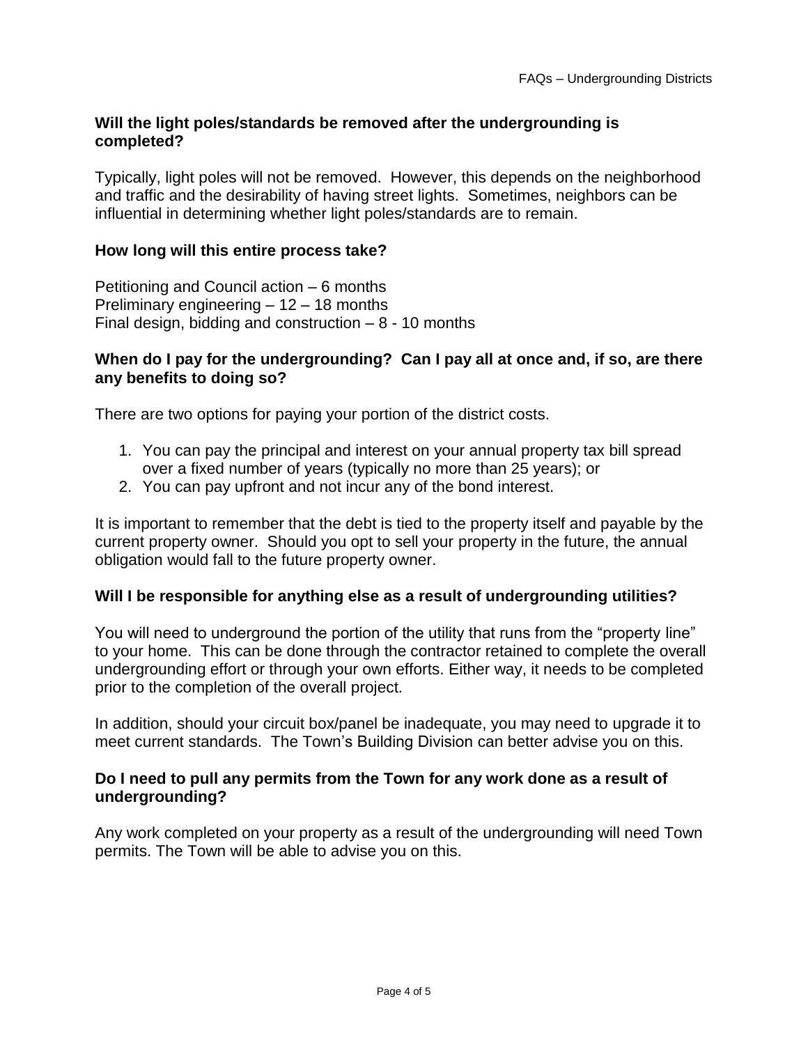**Will the light poles/standards be removed after the undergrounding is completed?**

Typically, light poles will not be removed. However, this depends on the neighborhood and traffic and the desirability of having street lights. Sometimes, neighbors can be influential in determining whether light poles/standards are to remain.

**How long will this entire process take?**

Petitioning and Council action – 6 months
Preliminary engineering – 12 – 18 months
Final design, bidding and construction – 8 - 10 months

**When do I pay for the undergrounding? Can I pay all at once and, if so, are there any benefits to doing so?**

There are two options for paying your portion of the district costs.

1. You can pay the principal and interest on your annual property tax bill spread over a fixed number of years (typically no more than 25 years); or
2. You can pay upfront and not incur any of the bond interest.

It is important to remember that the debt is tied to the property itself and payable by the current property owner. Should you opt to sell your property in the future, the annual obligation would fall to the future property owner.

**Will I be responsible for anything else as a result of undergrounding utilities?**

You will need to underground the portion of the utility that runs from the "property line" to your home. This can be done through the contractor retained to complete the overall undergrounding effort or through your own efforts. Either way, it needs to be completed prior to the completion of the overall project.

In addition, should your circuit box/panel be inadequate, you may need to upgrade it to meet current standards. The Town's Building Division can better advise you on this.

**Do I need to pull any permits from the Town for any work done as a result of undergrounding?**

Any work completed on your property as a result of the undergrounding will need Town permits. The Town will be able to advise you on this.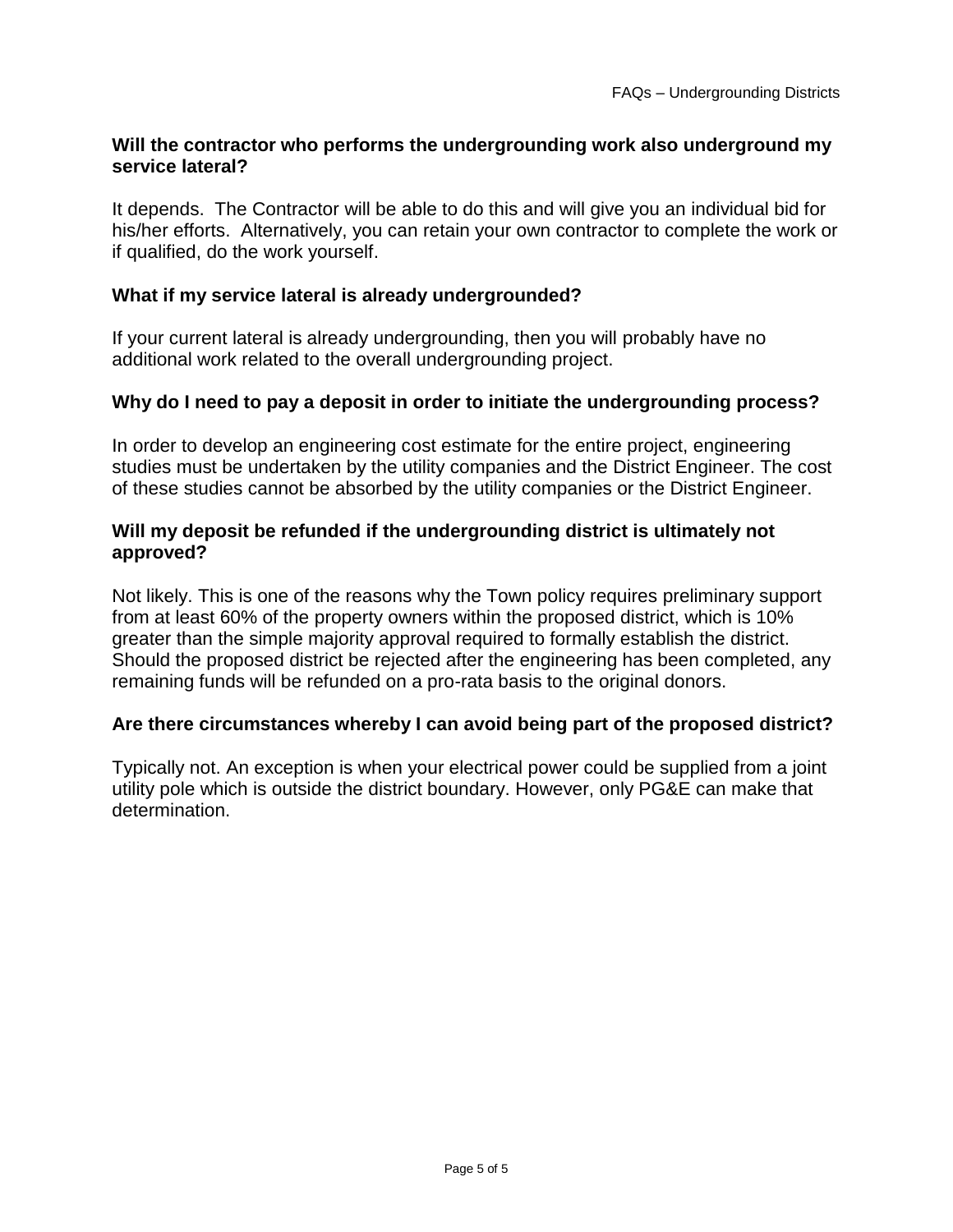**Will the contractor who performs the undergrounding work also underground my service lateral?**

It depends. The Contractor will be able to do this and will give you an individual bid for his/her efforts. Alternatively, you can retain your own contractor to complete the work or if qualified, do the work yourself.

**What if my service lateral is already undergrounded?**

If your current lateral is already undergrounding, then you will probably have no additional work related to the overall undergrounding project.

**Why do I need to pay a deposit in order to initiate the undergrounding process?**

In order to develop an engineering cost estimate for the entire project, engineering studies must be undertaken by the utility companies and the District Engineer. The cost of these studies cannot be absorbed by the utility companies or the District Engineer.

**Will my deposit be refunded if the undergrounding district is ultimately not approved?**

Not likely. This is one of the reasons why the Town policy requires preliminary support from at least 60% of the property owners within the proposed district, which is 10% greater than the simple majority approval required to formally establish the district. Should the proposed district be rejected after the engineering has been completed, any remaining funds will be refunded on a pro-rata basis to the original donors.

**Are there circumstances whereby I can avoid being part of the proposed district?**

Typically not. An exception is when your electrical power could be supplied from a joint utility pole which is outside the district boundary. However, only PG&E can make that determination.